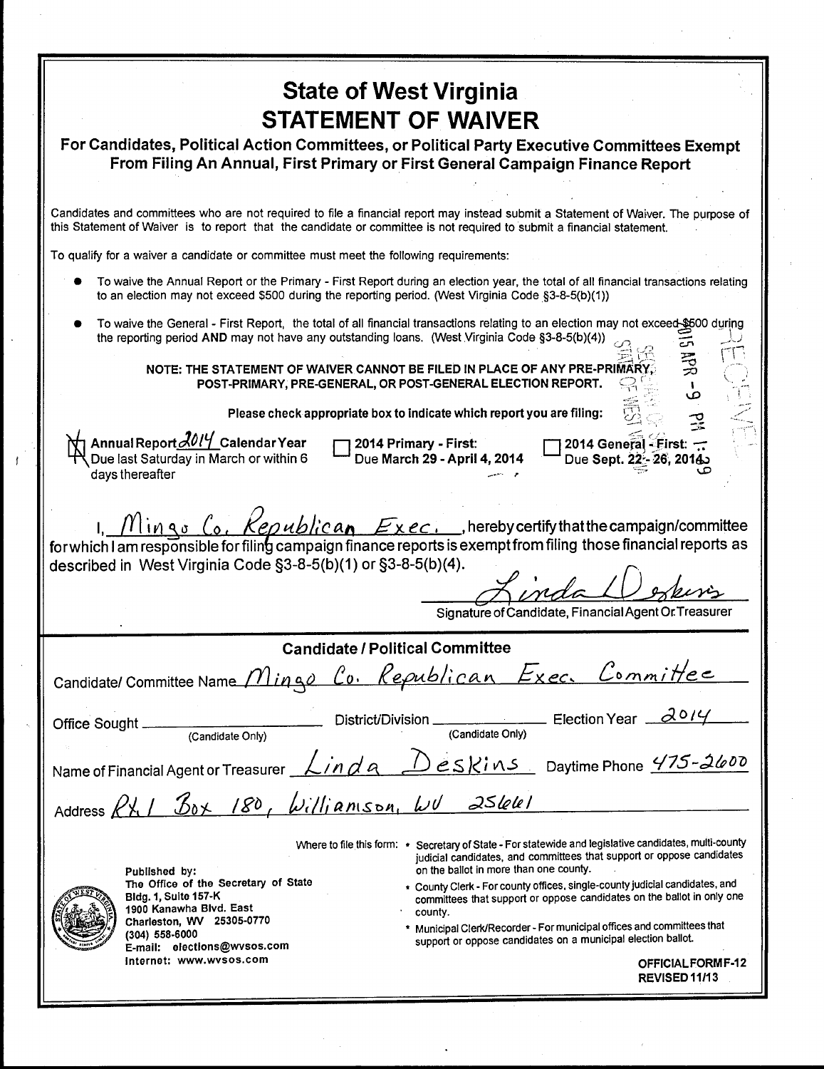# State of West Virginia
# STATEMENT OF WAIVER

## For Candidates, Political Action Committees, or Political Party Executive Committees Exempt From Filing An Annual, First Primary or First General Campaign Finance Report

Candidates and committees who are not required to file a financial report may instead submit a Statement of Waiver. The purpose of this Statement of Waiver is to report that the candidate or committee is not required to submit a financial statement.

To qualify for a waiver a candidate or committee must meet the following requirements:

- To waive the Annual Report or the Primary - First Report during an election year, the total of all financial transactions relating to an election may not exceed $500 during the reporting period. (West Virginia Code §3-8-5(b)(1))
- To waive the General - First Report, the total of all financial transactions relating to an election may not exceed $500 during the reporting period **AND** may not have any outstanding loans. (West Virginia Code §3-8-5(b)(4))

**NOTE: THE STATEMENT OF WAIVER CANNOT BE FILED IN PLACE OF ANY PRE-PRIMARY, POST-PRIMARY, PRE-GENERAL, OR POST-GENERAL ELECTION REPORT.**

**Please check appropriate box to indicate which report you are filing:**

- [X] **Annual Report** 2014 **Calendar Year** — Due last Saturday in March or within 6 days thereafter
- [ ] **2014 Primary - First:** Due **March 29 - April 4, 2014**
- [ ] **2014 General - First:** Due **Sept. 22 - 26, 2014**

2015 APR -9 PM 1:09 — SECRETARY OF STATE, STATE OF WEST VIRGINIA — RECEIVED

I, Mingo Co. Republican Exec., hereby certify that the campaign/committee for which I am responsible for filing campaign finance reports is exempt from filing those financial reports as described in West Virginia Code §3-8-5(b)(1) or §3-8-5(b)(4).

Linda L Deskins
Signature of Candidate, Financial Agent Or Treasurer

### Candidate / Political Committee

Candidate/ Committee Name: Mingo Co. Republican Exec. Committee

Office Sought (Candidate Only): ________ District/Division (Candidate Only): ________ Election Year: 2014

Name of Financial Agent or Treasurer: Linda Deskins Daytime Phone: 475-2600

Address: Rt. 1 Box 180, Williamson, WV 25661

Published by:
The Office of the Secretary of State
Bldg. 1, Suite 157-K
1900 Kanawha Blvd. East
Charleston, WV 25305-0770
(304) 558-6000
E-mail: elections@wvsos.com
Internet: www.wvsos.com

Where to file this form:

- Secretary of State - For statewide and legislative candidates, multi-county judicial candidates, and committees that support or oppose candidates on the ballot in more than one county.
- County Clerk - For county offices, single-county judicial candidates, and committees that support or oppose candidates on the ballot in only one county.
- Municipal Clerk/Recorder - For municipal offices and committees that support or oppose candidates on a municipal election ballot.

**OFFICIAL FORM F-12**
**REVISED 11/13**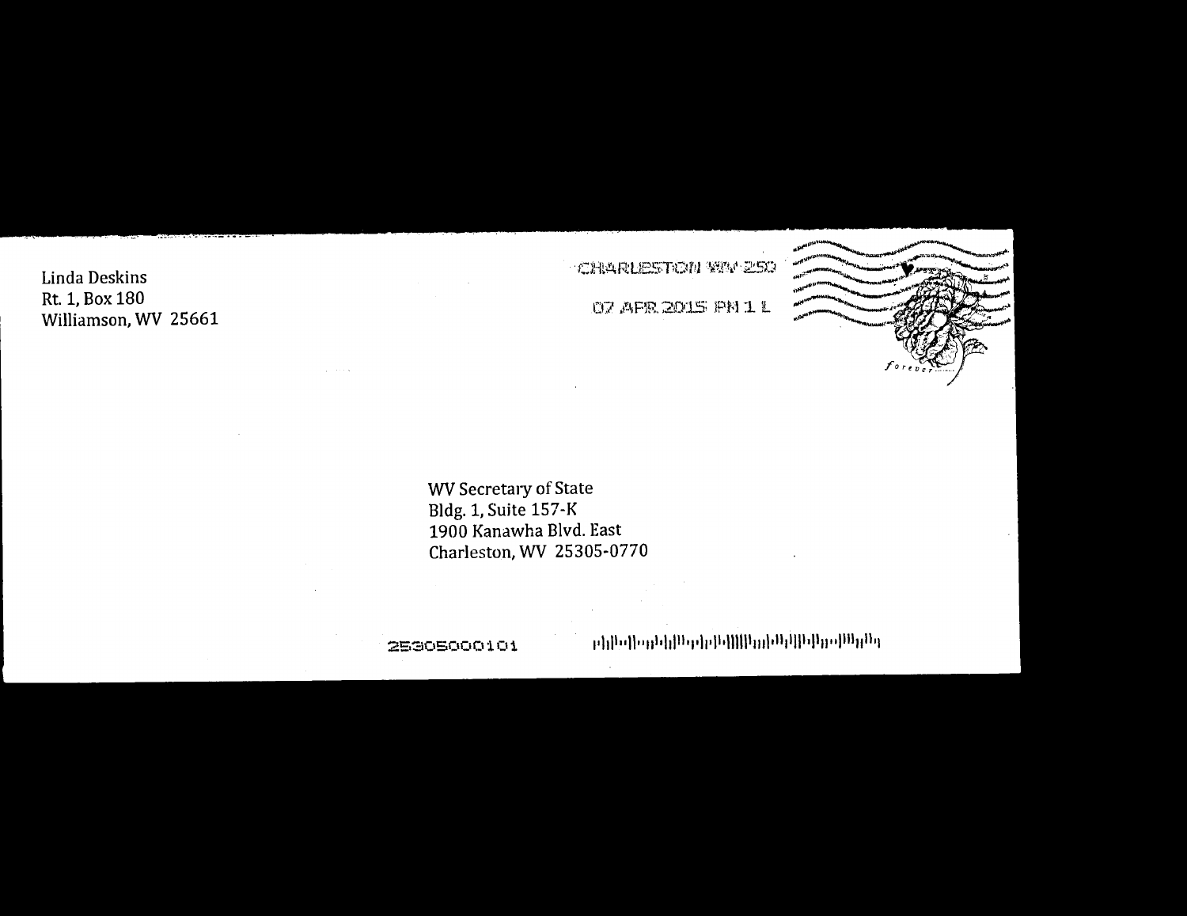Linda Deskins
Rt. 1, Box 180
Williamson, WV 25661

CHARLESTON WV 250

07 APR 2015 PM 1 L

forever

WV Secretary of State
Bldg. 1, Suite 157-K
1900 Kanawha Blvd. East
Charleston, WV 25305-0770

25305000101